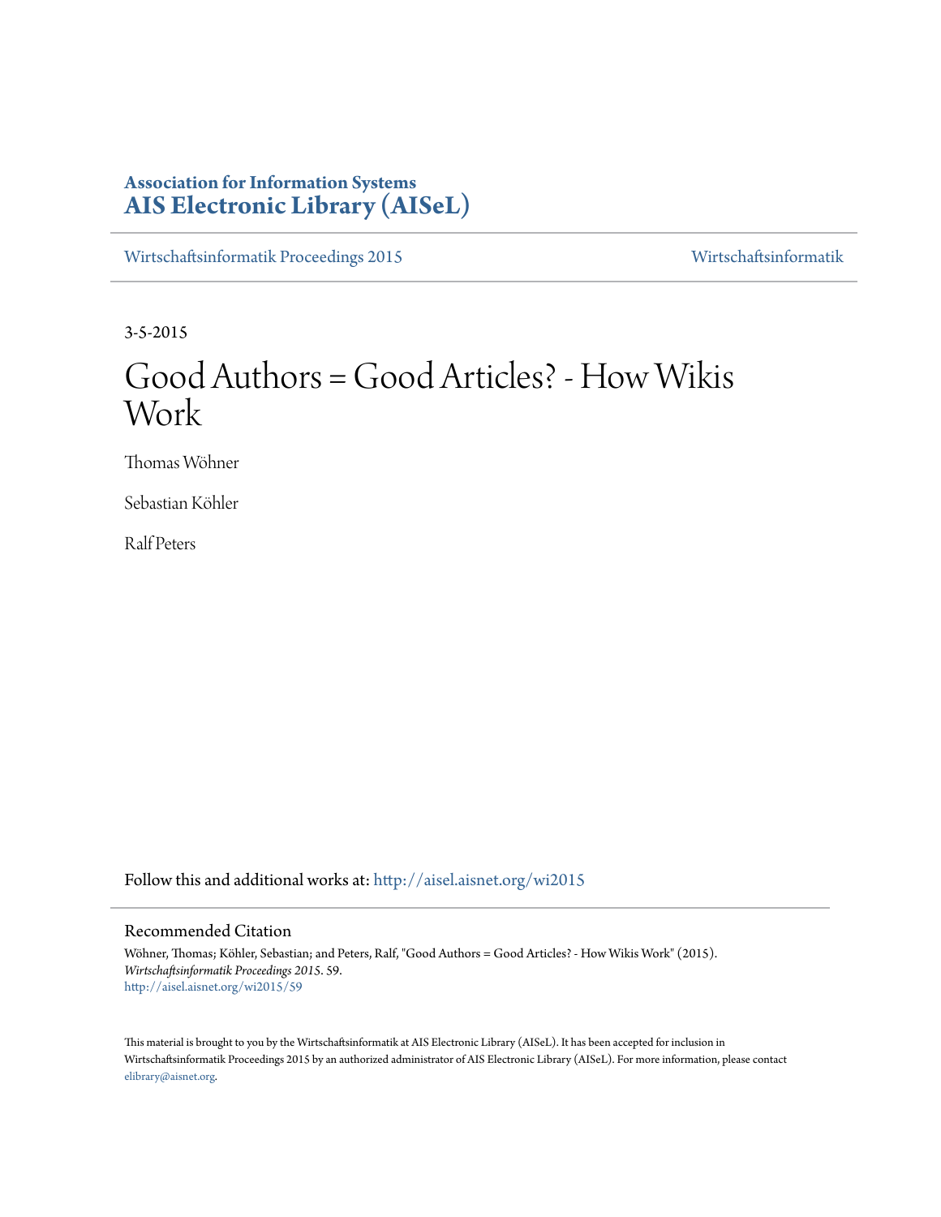**Association for Information Systems**
**AIS Electronic Library (AISeL)**

Wirtschaftsinformatik Proceedings 2015 | Wirtschaftsinformatik

3-5-2015

# Good Authors = Good Articles? - How Wikis Work

Thomas Wöhner

Sebastian Köhler

Ralf Peters

Follow this and additional works at: http://aisel.aisnet.org/wi2015

## Recommended Citation

Wöhner, Thomas; Köhler, Sebastian; and Peters, Ralf, "Good Authors = Good Articles? - How Wikis Work" (2015). *Wirtschaftsinformatik Proceedings 2015*. 59.
http://aisel.aisnet.org/wi2015/59

This material is brought to you by the Wirtschaftsinformatik at AIS Electronic Library (AISeL). It has been accepted for inclusion in Wirtschaftsinformatik Proceedings 2015 by an authorized administrator of AIS Electronic Library (AISeL). For more information, please contact elibrary@aisnet.org.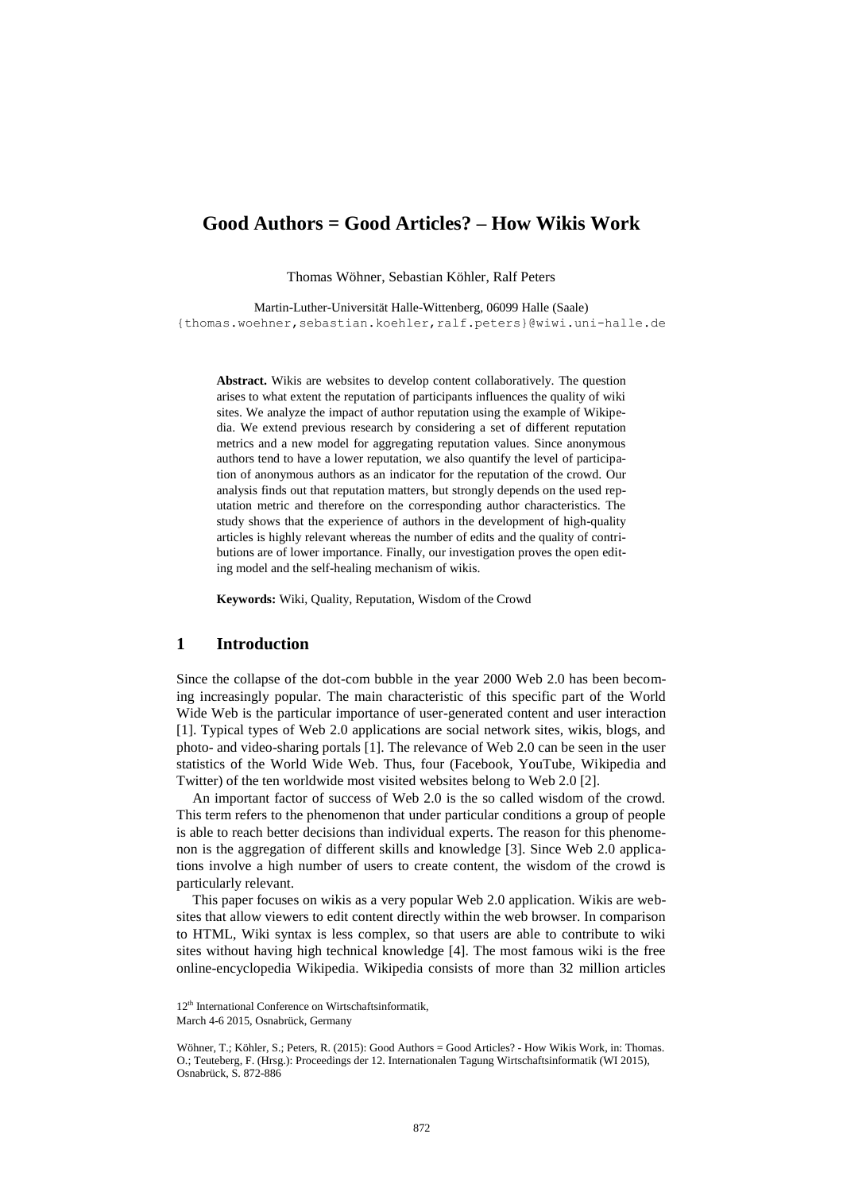# Good Authors = Good Articles? – How Wikis Work

Thomas Wöhner, Sebastian Köhler, Ralf Peters

Martin-Luther-Universität Halle-Wittenberg, 06099 Halle (Saale)
{thomas.woehner,sebastian.koehler,ralf.peters}@wiwi.uni-halle.de

**Abstract.** Wikis are websites to develop content collaboratively. The question arises to what extent the reputation of participants influences the quality of wiki sites. We analyze the impact of author reputation using the example of Wikipedia. We extend previous research by considering a set of different reputation metrics and a new model for aggregating reputation values. Since anonymous authors tend to have a lower reputation, we also quantify the level of participation of anonymous authors as an indicator for the reputation of the crowd. Our analysis finds out that reputation matters, but strongly depends on the used reputation metric and therefore on the corresponding author characteristics. The study shows that the experience of authors in the development of high-quality articles is highly relevant whereas the number of edits and the quality of contributions are of lower importance. Finally, our investigation proves the open editing model and the self-healing mechanism of wikis.

**Keywords:** Wiki, Quality, Reputation, Wisdom of the Crowd

## 1 Introduction

Since the collapse of the dot-com bubble in the year 2000 Web 2.0 has been becoming increasingly popular. The main characteristic of this specific part of the World Wide Web is the particular importance of user-generated content and user interaction [1]. Typical types of Web 2.0 applications are social network sites, wikis, blogs, and photo- and video-sharing portals [1]. The relevance of Web 2.0 can be seen in the user statistics of the World Wide Web. Thus, four (Facebook, YouTube, Wikipedia and Twitter) of the ten worldwide most visited websites belong to Web 2.0 [2].

An important factor of success of Web 2.0 is the so called wisdom of the crowd. This term refers to the phenomenon that under particular conditions a group of people is able to reach better decisions than individual experts. The reason for this phenomenon is the aggregation of different skills and knowledge [3]. Since Web 2.0 applications involve a high number of users to create content, the wisdom of the crowd is particularly relevant.

This paper focuses on wikis as a very popular Web 2.0 application. Wikis are websites that allow viewers to edit content directly within the web browser. In comparison to HTML, Wiki syntax is less complex, so that users are able to contribute to wiki sites without having high technical knowledge [4]. The most famous wiki is the free online-encyclopedia Wikipedia. Wikipedia consists of more than 32 million articles

12th International Conference on Wirtschaftsinformatik,
March 4-6 2015, Osnabrück, Germany

Wöhner, T.; Köhler, S.; Peters, R. (2015): Good Authors = Good Articles? - How Wikis Work, in: Thomas. O.; Teuteberg, F. (Hrsg.): Proceedings der 12. Internationalen Tagung Wirtschaftsinformatik (WI 2015), Osnabrück, S. 872-886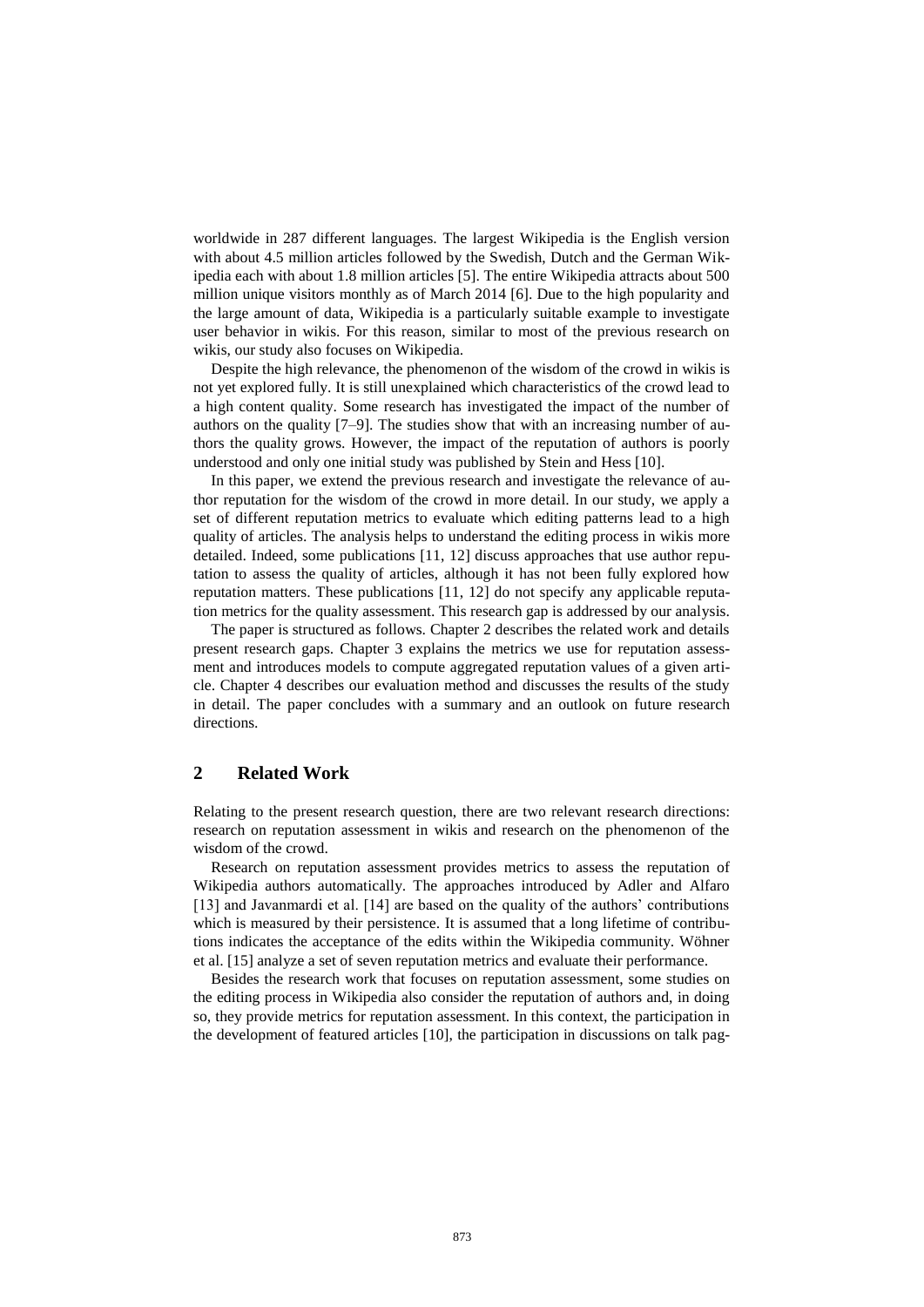worldwide in 287 different languages. The largest Wikipedia is the English version with about 4.5 million articles followed by the Swedish, Dutch and the German Wikipedia each with about 1.8 million articles [5]. The entire Wikipedia attracts about 500 million unique visitors monthly as of March 2014 [6]. Due to the high popularity and the large amount of data, Wikipedia is a particularly suitable example to investigate user behavior in wikis. For this reason, similar to most of the previous research on wikis, our study also focuses on Wikipedia.

Despite the high relevance, the phenomenon of the wisdom of the crowd in wikis is not yet explored fully. It is still unexplained which characteristics of the crowd lead to a high content quality. Some research has investigated the impact of the number of authors on the quality [7–9]. The studies show that with an increasing number of authors the quality grows. However, the impact of the reputation of authors is poorly understood and only one initial study was published by Stein and Hess [10].

In this paper, we extend the previous research and investigate the relevance of author reputation for the wisdom of the crowd in more detail. In our study, we apply a set of different reputation metrics to evaluate which editing patterns lead to a high quality of articles. The analysis helps to understand the editing process in wikis more detailed. Indeed, some publications [11, 12] discuss approaches that use author reputation to assess the quality of articles, although it has not been fully explored how reputation matters. These publications [11, 12] do not specify any applicable reputation metrics for the quality assessment. This research gap is addressed by our analysis.

The paper is structured as follows. Chapter 2 describes the related work and details present research gaps. Chapter 3 explains the metrics we use for reputation assessment and introduces models to compute aggregated reputation values of a given article. Chapter 4 describes our evaluation method and discusses the results of the study in detail. The paper concludes with a summary and an outlook on future research directions.

## 2 Related Work

Relating to the present research question, there are two relevant research directions: research on reputation assessment in wikis and research on the phenomenon of the wisdom of the crowd.

Research on reputation assessment provides metrics to assess the reputation of Wikipedia authors automatically. The approaches introduced by Adler and Alfaro [13] and Javanmardi et al. [14] are based on the quality of the authors' contributions which is measured by their persistence. It is assumed that a long lifetime of contributions indicates the acceptance of the edits within the Wikipedia community. Wöhner et al. [15] analyze a set of seven reputation metrics and evaluate their performance.

Besides the research work that focuses on reputation assessment, some studies on the editing process in Wikipedia also consider the reputation of authors and, in doing so, they provide metrics for reputation assessment. In this context, the participation in the development of featured articles [10], the participation in discussions on talk pag-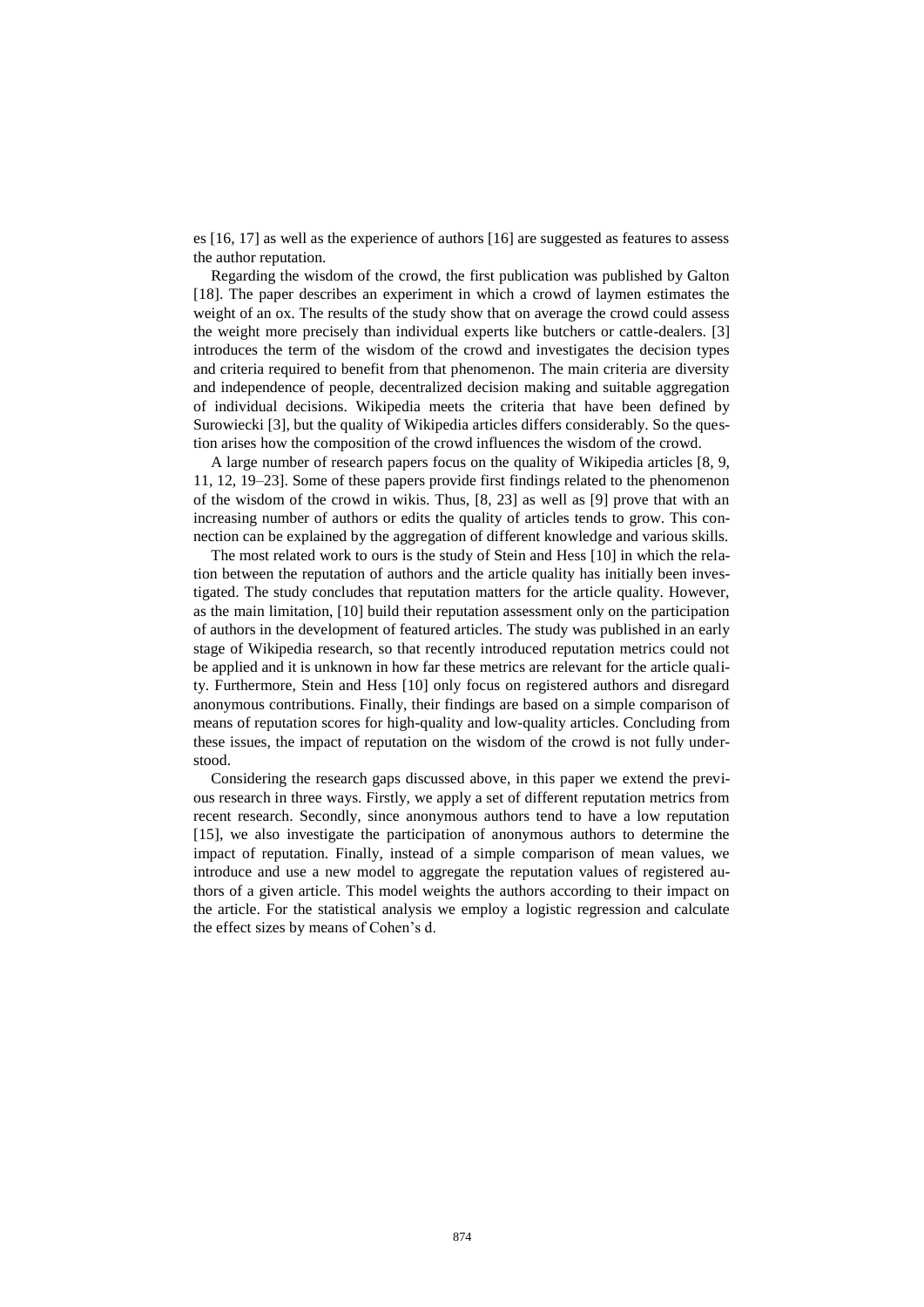es [16, 17] as well as the experience of authors [16] are suggested as features to assess the author reputation.

Regarding the wisdom of the crowd, the first publication was published by Galton [18]. The paper describes an experiment in which a crowd of laymen estimates the weight of an ox. The results of the study show that on average the crowd could assess the weight more precisely than individual experts like butchers or cattle-dealers. [3] introduces the term of the wisdom of the crowd and investigates the decision types and criteria required to benefit from that phenomenon. The main criteria are diversity and independence of people, decentralized decision making and suitable aggregation of individual decisions. Wikipedia meets the criteria that have been defined by Surowiecki [3], but the quality of Wikipedia articles differs considerably. So the question arises how the composition of the crowd influences the wisdom of the crowd.

A large number of research papers focus on the quality of Wikipedia articles [8, 9, 11, 12, 19–23]. Some of these papers provide first findings related to the phenomenon of the wisdom of the crowd in wikis. Thus, [8, 23] as well as [9] prove that with an increasing number of authors or edits the quality of articles tends to grow. This connection can be explained by the aggregation of different knowledge and various skills.

The most related work to ours is the study of Stein and Hess [10] in which the relation between the reputation of authors and the article quality has initially been investigated. The study concludes that reputation matters for the article quality. However, as the main limitation, [10] build their reputation assessment only on the participation of authors in the development of featured articles. The study was published in an early stage of Wikipedia research, so that recently introduced reputation metrics could not be applied and it is unknown in how far these metrics are relevant for the article quality. Furthermore, Stein and Hess [10] only focus on registered authors and disregard anonymous contributions. Finally, their findings are based on a simple comparison of means of reputation scores for high-quality and low-quality articles. Concluding from these issues, the impact of reputation on the wisdom of the crowd is not fully understood.

Considering the research gaps discussed above, in this paper we extend the previous research in three ways. Firstly, we apply a set of different reputation metrics from recent research. Secondly, since anonymous authors tend to have a low reputation [15], we also investigate the participation of anonymous authors to determine the impact of reputation. Finally, instead of a simple comparison of mean values, we introduce and use a new model to aggregate the reputation values of registered authors of a given article. This model weights the authors according to their impact on the article. For the statistical analysis we employ a logistic regression and calculate the effect sizes by means of Cohen's d.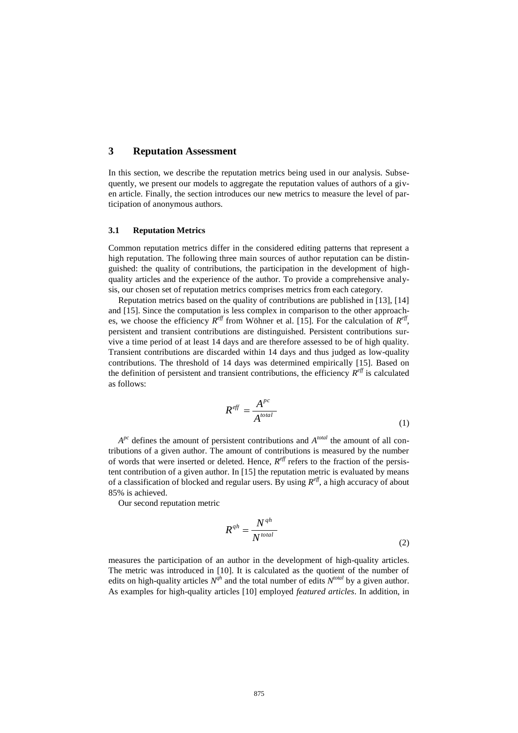## 3 Reputation Assessment

In this section, we describe the reputation metrics being used in our analysis. Subsequently, we present our models to aggregate the reputation values of authors of a given article. Finally, the section introduces our new metrics to measure the level of participation of anonymous authors.

### 3.1 Reputation Metrics

Common reputation metrics differ in the considered editing patterns that represent a high reputation. The following three main sources of author reputation can be distinguished: the quality of contributions, the participation in the development of high-quality articles and the experience of the author. To provide a comprehensive analysis, our chosen set of reputation metrics comprises metrics from each category.

Reputation metrics based on the quality of contributions are published in [13], [14] and [15]. Since the computation is less complex in comparison to the other approaches, we choose the efficiency $R^{eff}$ from Wöhner et al. [15]. For the calculation of $R^{eff}$, persistent and transient contributions are distinguished. Persistent contributions survive a time period of at least 14 days and are therefore assessed to be of high quality. Transient contributions are discarded within 14 days and thus judged as low-quality contributions. The threshold of 14 days was determined empirically [15]. Based on the definition of persistent and transient contributions, the efficiency $R^{eff}$ is calculated as follows:

$$R^{eff} = \frac{A^{pc}}{A^{total}} \tag{1}$$

$A^{pc}$ defines the amount of persistent contributions and $A^{total}$ the amount of all contributions of a given author. The amount of contributions is measured by the number of words that were inserted or deleted. Hence, $R^{eff}$ refers to the fraction of the persistent contribution of a given author. In [15] the reputation metric is evaluated by means of a classification of blocked and regular users. By using $R^{eff}$, a high accuracy of about 85% is achieved.

Our second reputation metric

$$R^{qh} = \frac{N^{qh}}{N^{total}} \tag{2}$$

measures the participation of an author in the development of high-quality articles. The metric was introduced in [10]. It is calculated as the quotient of the number of edits on high-quality articles $N^{qh}$ and the total number of edits $N^{total}$ by a given author. As examples for high-quality articles [10] employed *featured articles*. In addition, in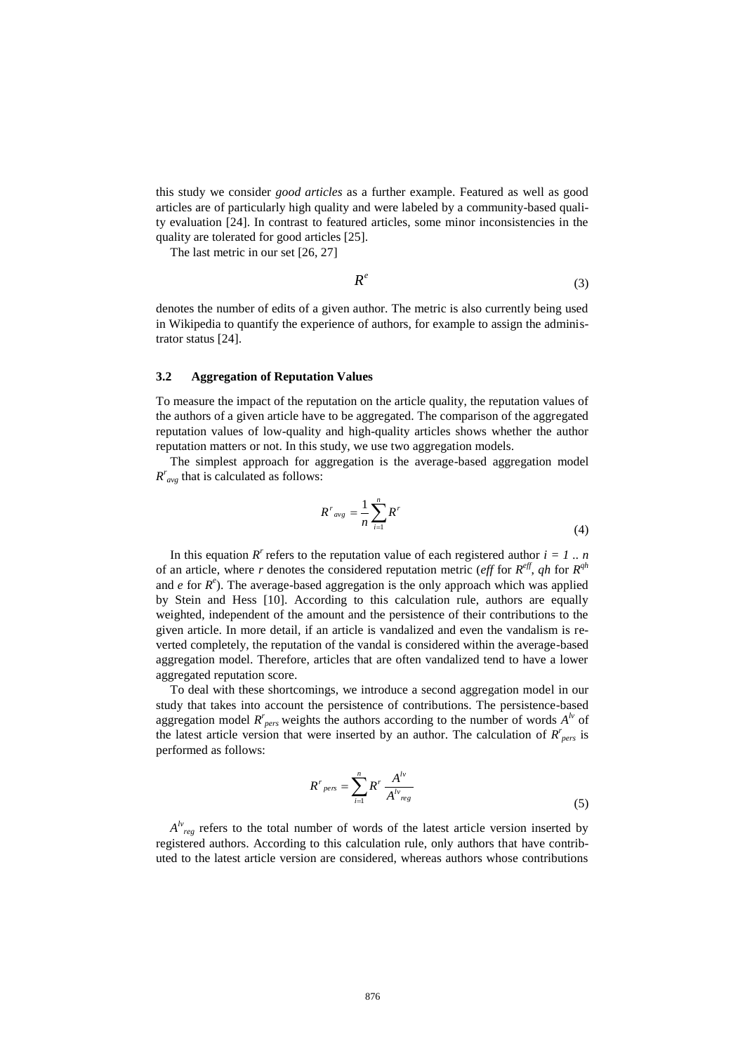this study we consider *good articles* as a further example. Featured as well as good articles are of particularly high quality and were labeled by a community-based quality evaluation [24]. In contrast to featured articles, some minor inconsistencies in the quality are tolerated for good articles [25].

The last metric in our set [26, 27]

$$R^e \tag{3}$$

denotes the number of edits of a given author. The metric is also currently being used in Wikipedia to quantify the experience of authors, for example to assign the administrator status [24].

### 3.2 Aggregation of Reputation Values

To measure the impact of the reputation on the article quality, the reputation values of the authors of a given article have to be aggregated. The comparison of the aggregated reputation values of low-quality and high-quality articles shows whether the author reputation matters or not. In this study, we use two aggregation models.

The simplest approach for aggregation is the average-based aggregation model $R^r_{avg}$ that is calculated as follows:

$$R^r{}_{avg} = \frac{1}{n}\sum_{i=1}^{n} R^r \tag{4}$$

In this equation $R^r$ refers to the reputation value of each registered author $i = 1 .. n$ of an article, where $r$ denotes the considered reputation metric (*eff* for $R^{eff}$, *qh* for $R^{qh}$ and *e* for $R^e$). The average-based aggregation is the only approach which was applied by Stein and Hess [10]. According to this calculation rule, authors are equally weighted, independent of the amount and the persistence of their contributions to the given article. In more detail, if an article is vandalized and even the vandalism is reverted completely, the reputation of the vandal is considered within the average-based aggregation model. Therefore, articles that are often vandalized tend to have a lower aggregated reputation score.

To deal with these shortcomings, we introduce a second aggregation model in our study that takes into account the persistence of contributions. The persistence-based aggregation model $R^r_{pers}$ weights the authors according to the number of words $A^{lv}$ of the latest article version that were inserted by an author. The calculation of $R^r_{pers}$ is performed as follows:

$$R^r{}_{pers} = \sum_{i=1}^{n} R^r \frac{A^{lv}}{A^{lv}{}_{reg}} \tag{5}$$

$A^{lv}_{reg}$ refers to the total number of words of the latest article version inserted by registered authors. According to this calculation rule, only authors that have contributed to the latest article version are considered, whereas authors whose contributions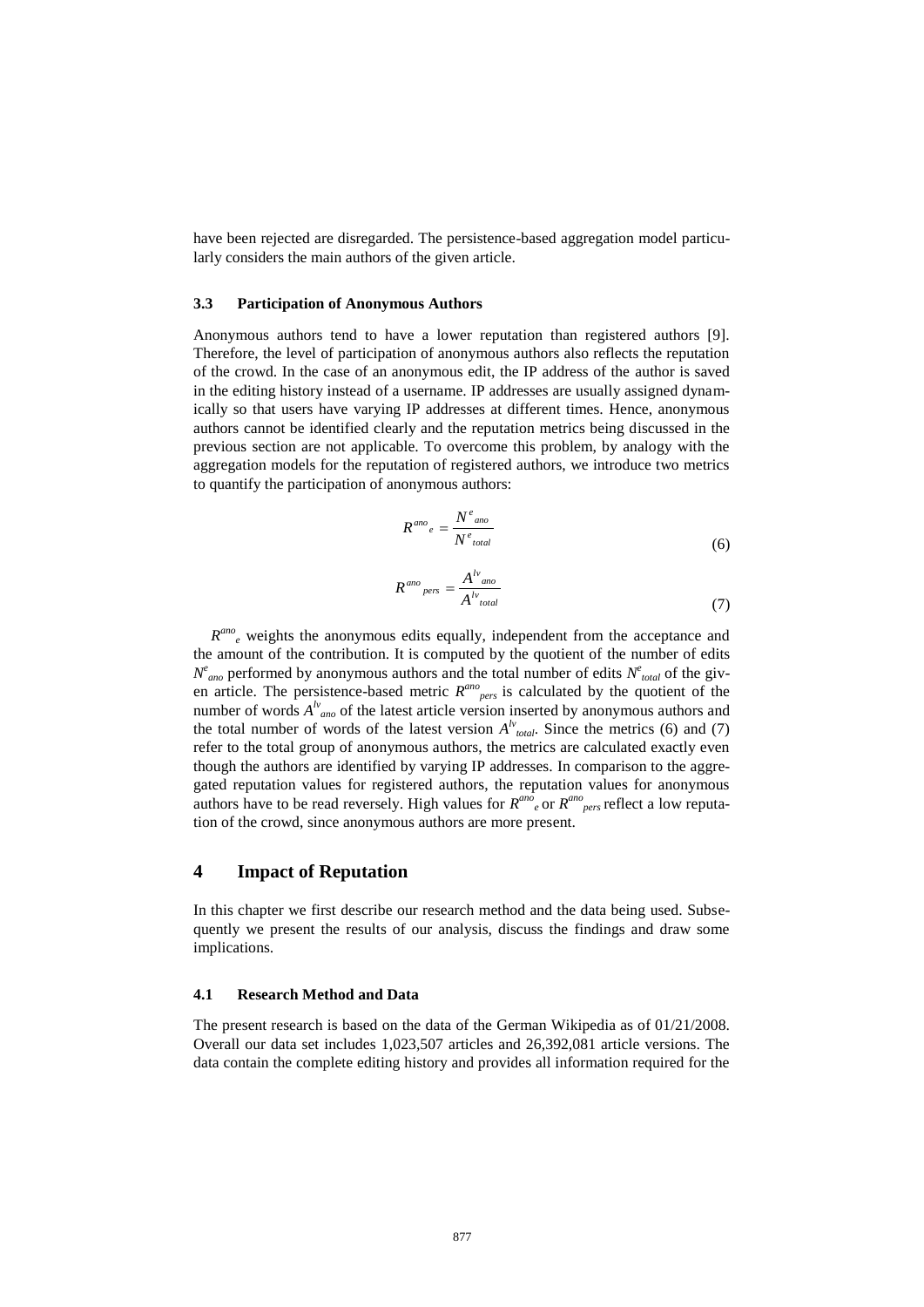have been rejected are disregarded. The persistence-based aggregation model particularly considers the main authors of the given article.

### 3.3 Participation of Anonymous Authors

Anonymous authors tend to have a lower reputation than registered authors [9]. Therefore, the level of participation of anonymous authors also reflects the reputation of the crowd. In the case of an anonymous edit, the IP address of the author is saved in the editing history instead of a username. IP addresses are usually assigned dynamically so that users have varying IP addresses at different times. Hence, anonymous authors cannot be identified clearly and the reputation metrics being discussed in the previous section are not applicable. To overcome this problem, by analogy with the aggregation models for the reputation of registered authors, we introduce two metrics to quantify the participation of anonymous authors:

$$R^{ano}{}_{e} = \frac{N^{e}{}_{ano}}{N^{e}{}_{total}} \tag{6}$$

$$R^{ano}{}_{pers} = \frac{A^{lv}{}_{ano}}{A^{lv}{}_{total}} \tag{7}$$

$R^{ano}{}_{e}$ weights the anonymous edits equally, independent from the acceptance and the amount of the contribution. It is computed by the quotient of the number of edits $N^{e}{}_{ano}$ performed by anonymous authors and the total number of edits $N^{e}{}_{total}$ of the given article. The persistence-based metric $R^{ano}{}_{pers}$ is calculated by the quotient of the number of words $A^{lv}{}_{ano}$ of the latest article version inserted by anonymous authors and the total number of words of the latest version $A^{lv}{}_{total}$. Since the metrics (6) and (7) refer to the total group of anonymous authors, the metrics are calculated exactly even though the authors are identified by varying IP addresses. In comparison to the aggregated reputation values for registered authors, the reputation values for anonymous authors have to be read reversely. High values for $R^{ano}{}_{e}$ or $R^{ano}{}_{pers}$ reflect a low reputation of the crowd, since anonymous authors are more present.

## 4 Impact of Reputation

In this chapter we first describe our research method and the data being used. Subsequently we present the results of our analysis, discuss the findings and draw some implications.

### 4.1 Research Method and Data

The present research is based on the data of the German Wikipedia as of 01/21/2008. Overall our data set includes 1,023,507 articles and 26,392,081 article versions. The data contain the complete editing history and provides all information required for the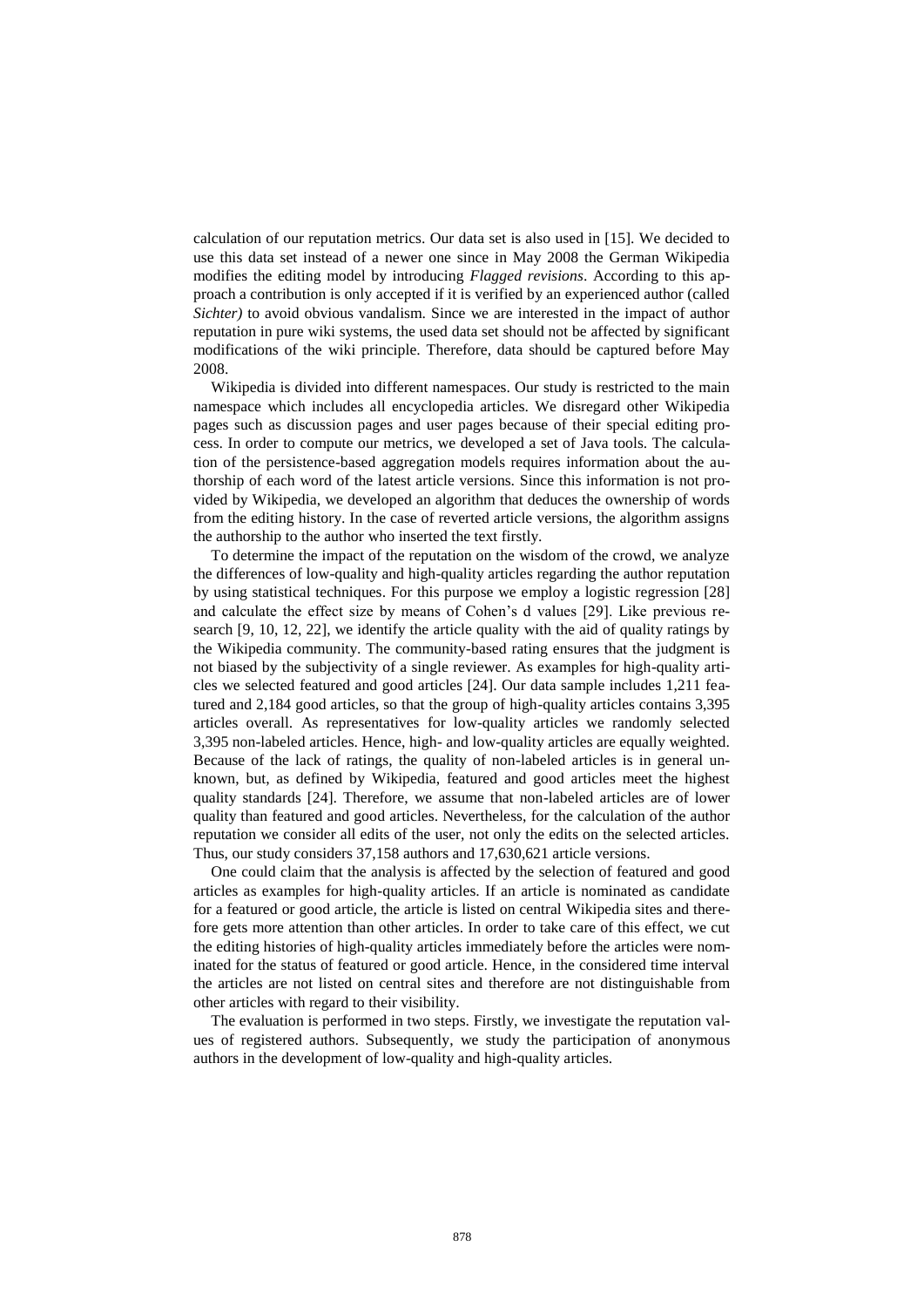calculation of our reputation metrics. Our data set is also used in [15]. We decided to use this data set instead of a newer one since in May 2008 the German Wikipedia modifies the editing model by introducing *Flagged revisions*. According to this approach a contribution is only accepted if it is verified by an experienced author (called *Sichter)* to avoid obvious vandalism. Since we are interested in the impact of author reputation in pure wiki systems, the used data set should not be affected by significant modifications of the wiki principle. Therefore, data should be captured before May 2008.

Wikipedia is divided into different namespaces. Our study is restricted to the main namespace which includes all encyclopedia articles. We disregard other Wikipedia pages such as discussion pages and user pages because of their special editing process. In order to compute our metrics, we developed a set of Java tools. The calculation of the persistence-based aggregation models requires information about the authorship of each word of the latest article versions. Since this information is not provided by Wikipedia, we developed an algorithm that deduces the ownership of words from the editing history. In the case of reverted article versions, the algorithm assigns the authorship to the author who inserted the text firstly.

To determine the impact of the reputation on the wisdom of the crowd, we analyze the differences of low-quality and high-quality articles regarding the author reputation by using statistical techniques. For this purpose we employ a logistic regression [28] and calculate the effect size by means of Cohen's d values [29]. Like previous research [9, 10, 12, 22], we identify the article quality with the aid of quality ratings by the Wikipedia community. The community-based rating ensures that the judgment is not biased by the subjectivity of a single reviewer. As examples for high-quality articles we selected featured and good articles [24]. Our data sample includes 1,211 featured and 2,184 good articles, so that the group of high-quality articles contains 3,395 articles overall. As representatives for low-quality articles we randomly selected 3,395 non-labeled articles. Hence, high- and low-quality articles are equally weighted. Because of the lack of ratings, the quality of non-labeled articles is in general unknown, but, as defined by Wikipedia, featured and good articles meet the highest quality standards [24]. Therefore, we assume that non-labeled articles are of lower quality than featured and good articles. Nevertheless, for the calculation of the author reputation we consider all edits of the user, not only the edits on the selected articles. Thus, our study considers 37,158 authors and 17,630,621 article versions.

One could claim that the analysis is affected by the selection of featured and good articles as examples for high-quality articles. If an article is nominated as candidate for a featured or good article, the article is listed on central Wikipedia sites and therefore gets more attention than other articles. In order to take care of this effect, we cut the editing histories of high-quality articles immediately before the articles were nominated for the status of featured or good article. Hence, in the considered time interval the articles are not listed on central sites and therefore are not distinguishable from other articles with regard to their visibility.

The evaluation is performed in two steps. Firstly, we investigate the reputation values of registered authors. Subsequently, we study the participation of anonymous authors in the development of low-quality and high-quality articles.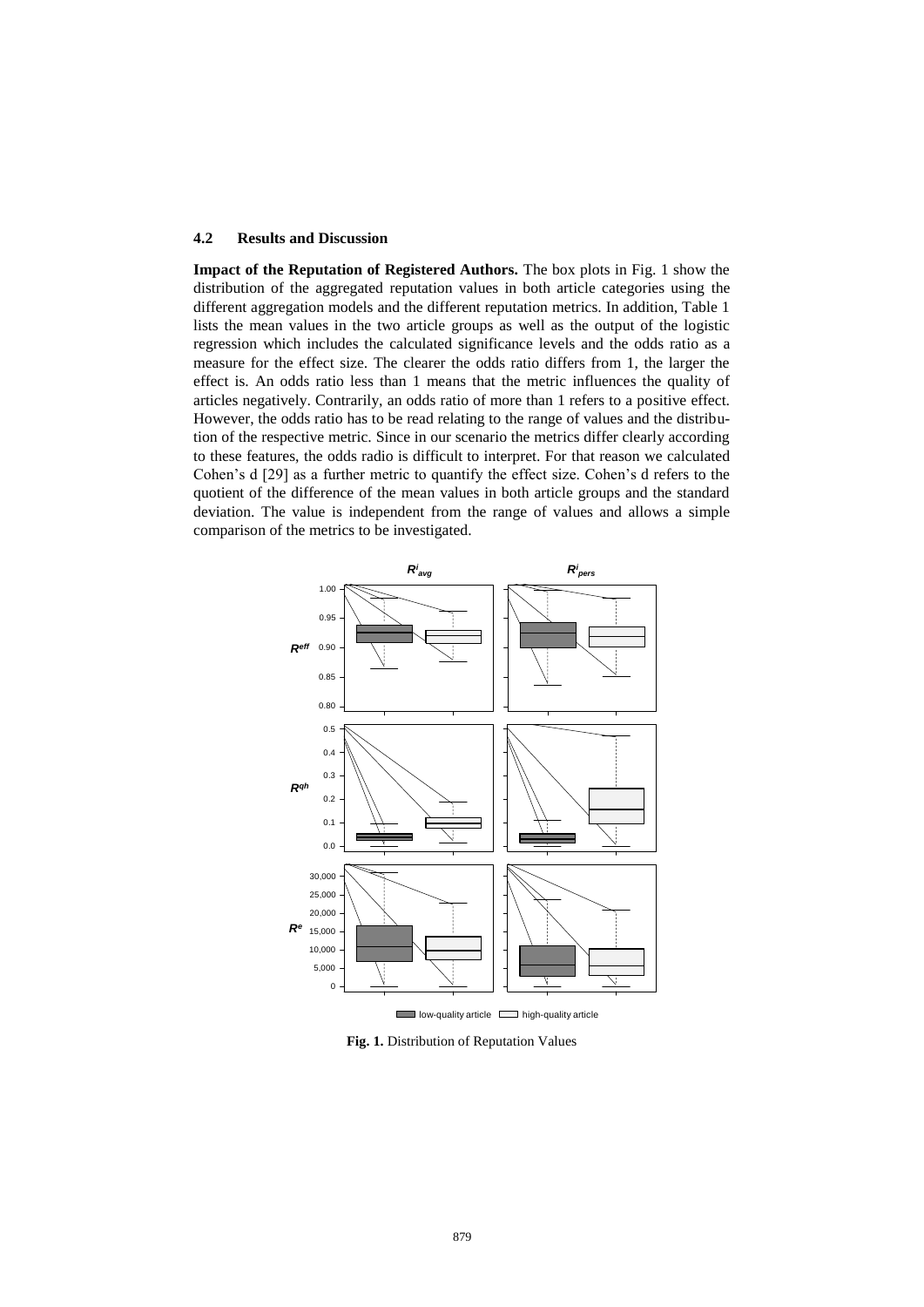### 4.2 Results and Discussion

**Impact of the Reputation of Registered Authors.** The box plots in Fig. 1 show the distribution of the aggregated reputation values in both article categories using the different aggregation models and the different reputation metrics. In addition, Table 1 lists the mean values in the two article groups as well as the output of the logistic regression which includes the calculated significance levels and the odds ratio as a measure for the effect size. The clearer the odds ratio differs from 1, the larger the effect is. An odds ratio less than 1 means that the metric influences the quality of articles negatively. Contrarily, an odds ratio of more than 1 refers to a positive effect. However, the odds ratio has to be read relating to the range of values and the distribution of the respective metric. Since in our scenario the metrics differ clearly according to these features, the odds radio is difficult to interpret. For that reason we calculated Cohen's d [29] as a further metric to quantify the effect size. Cohen's d refers to the quotient of the difference of the mean values in both article groups and the standard deviation. The value is independent from the range of values and allows a simple comparison of the metrics to be investigated.

**Fig. 1.** Distribution of Reputation Values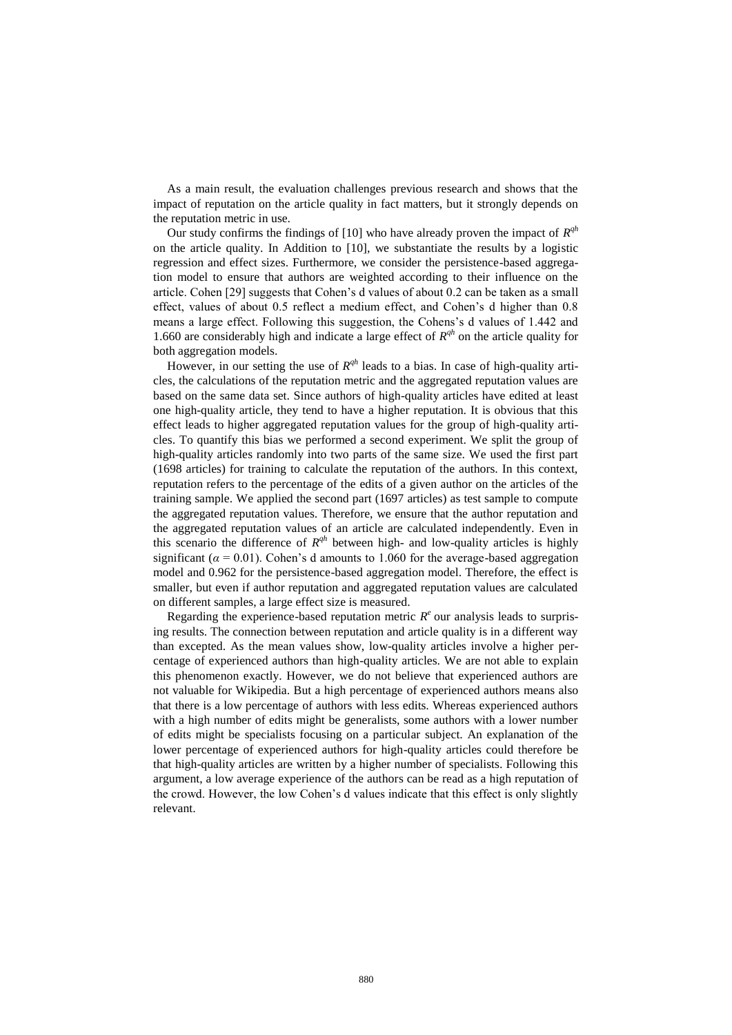As a main result, the evaluation challenges previous research and shows that the impact of reputation on the article quality in fact matters, but it strongly depends on the reputation metric in use.

Our study confirms the findings of [10] who have already proven the impact of $R^{qh}$ on the article quality. In Addition to [10], we substantiate the results by a logistic regression and effect sizes. Furthermore, we consider the persistence-based aggregation model to ensure that authors are weighted according to their influence on the article. Cohen [29] suggests that Cohen's d values of about 0.2 can be taken as a small effect, values of about 0.5 reflect a medium effect, and Cohen's d higher than 0.8 means a large effect. Following this suggestion, the Cohens's d values of 1.442 and 1.660 are considerably high and indicate a large effect of $R^{qh}$ on the article quality for both aggregation models.

However, in our setting the use of $R^{qh}$ leads to a bias. In case of high-quality articles, the calculations of the reputation metric and the aggregated reputation values are based on the same data set. Since authors of high-quality articles have edited at least one high-quality article, they tend to have a higher reputation. It is obvious that this effect leads to higher aggregated reputation values for the group of high-quality articles. To quantify this bias we performed a second experiment. We split the group of high-quality articles randomly into two parts of the same size. We used the first part (1698 articles) for training to calculate the reputation of the authors. In this context, reputation refers to the percentage of the edits of a given author on the articles of the training sample. We applied the second part (1697 articles) as test sample to compute the aggregated reputation values. Therefore, we ensure that the author reputation and the aggregated reputation values of an article are calculated independently. Even in this scenario the difference of $R^{qh}$ between high- and low-quality articles is highly significant ($\alpha = 0.01$). Cohen's d amounts to 1.060 for the average-based aggregation model and 0.962 for the persistence-based aggregation model. Therefore, the effect is smaller, but even if author reputation and aggregated reputation values are calculated on different samples, a large effect size is measured.

Regarding the experience-based reputation metric $R^{e}$ our analysis leads to surprising results. The connection between reputation and article quality is in a different way than excepted. As the mean values show, low-quality articles involve a higher percentage of experienced authors than high-quality articles. We are not able to explain this phenomenon exactly. However, we do not believe that experienced authors are not valuable for Wikipedia. But a high percentage of experienced authors means also that there is a low percentage of authors with less edits. Whereas experienced authors with a high number of edits might be generalists, some authors with a lower number of edits might be specialists focusing on a particular subject. An explanation of the lower percentage of experienced authors for high-quality articles could therefore be that high-quality articles are written by a higher number of specialists. Following this argument, a low average experience of the authors can be read as a high reputation of the crowd. However, the low Cohen's d values indicate that this effect is only slightly relevant.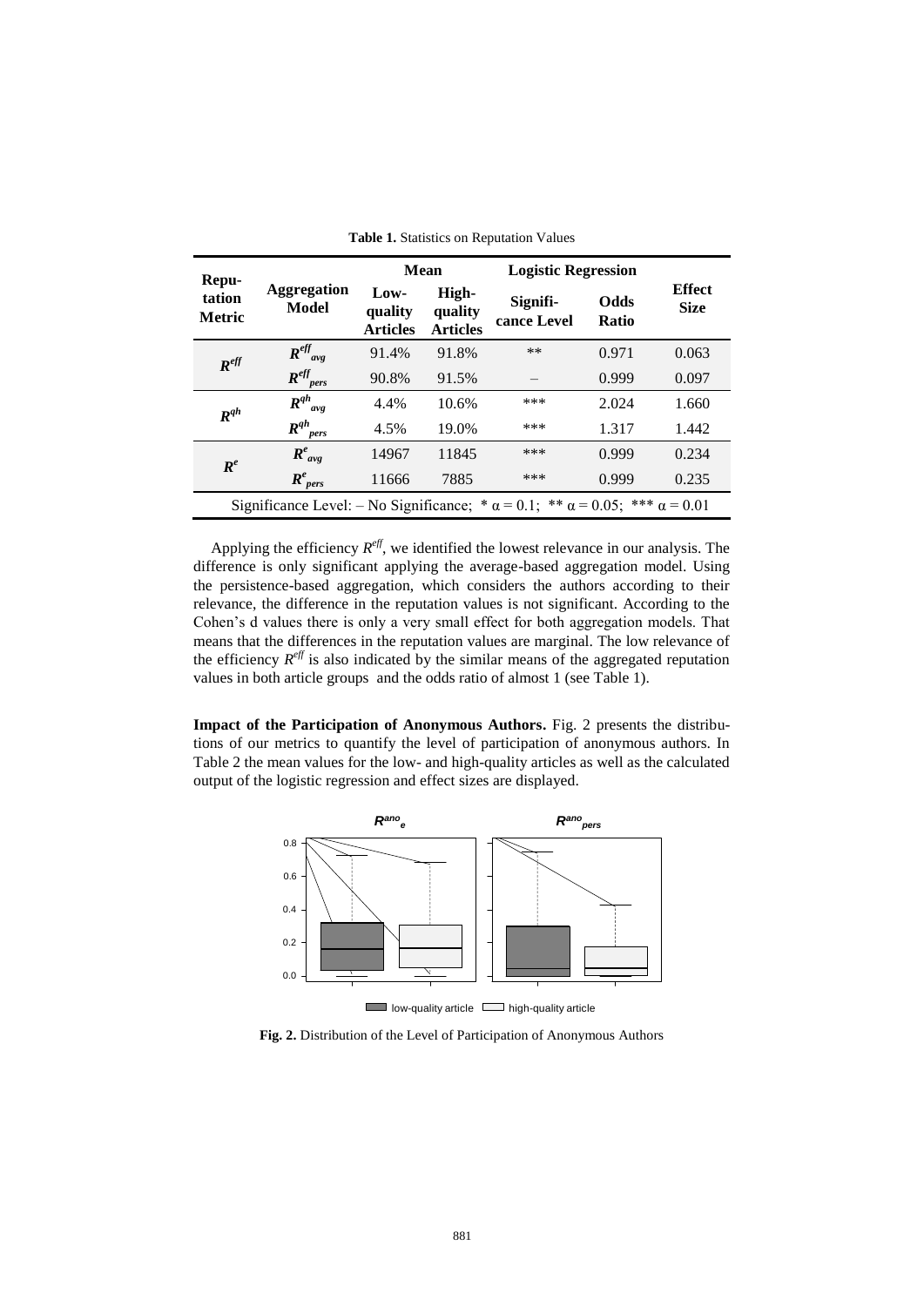**Table 1.** Statistics on Reputation Values

| Reputation Metric | Aggregation Model | Mean | | Logistic Regression | | Effect Size |
|---|---|---|---|---|---|---|
| | | Low-quality Articles | High-quality Articles | Significance Level | Odds Ratio | |
| $R^{eff}$ | $R^{eff}_{avg}$ | 91.4% | 91.8% | ** | 0.971 | 0.063 |
| | $R^{eff}_{pers}$ | 90.8% | 91.5% | – | 0.999 | 0.097 |
| $R^{qh}$ | $R^{qh}_{avg}$ | 4.4% | 10.6% | *** | 2.024 | 1.660 |
| | $R^{qh}_{pers}$ | 4.5% | 19.0% | *** | 1.317 | 1.442 |
| $R^{e}$ | $R^{e}_{avg}$ | 14967 | 11845 | *** | 0.999 | 0.234 |
| | $R^{e}_{pers}$ | 11666 | 7885 | *** | 0.999 | 0.235 |

Significance Level: – No Significance; * $\alpha = 0.1$; ** $\alpha = 0.05$; *** $\alpha = 0.01$

Applying the efficiency $R^{eff}$, we identified the lowest relevance in our analysis. The difference is only significant applying the average-based aggregation model. Using the persistence-based aggregation, which considers the authors according to their relevance, the difference in the reputation values is not significant. According to the Cohen's d values there is only a very small effect for both aggregation models. That means that the differences in the reputation values are marginal. The low relevance of the efficiency $R^{eff}$ is also indicated by the similar means of the aggregated reputation values in both article groups and the odds ratio of almost 1 (see Table 1).

**Impact of the Participation of Anonymous Authors.** Fig. 2 presents the distributions of our metrics to quantify the level of participation of anonymous authors. In Table 2 the mean values for the low- and high-quality articles as well as the calculated output of the logistic regression and effect sizes are displayed.

**Fig. 2.** Distribution of the Level of Participation of Anonymous Authors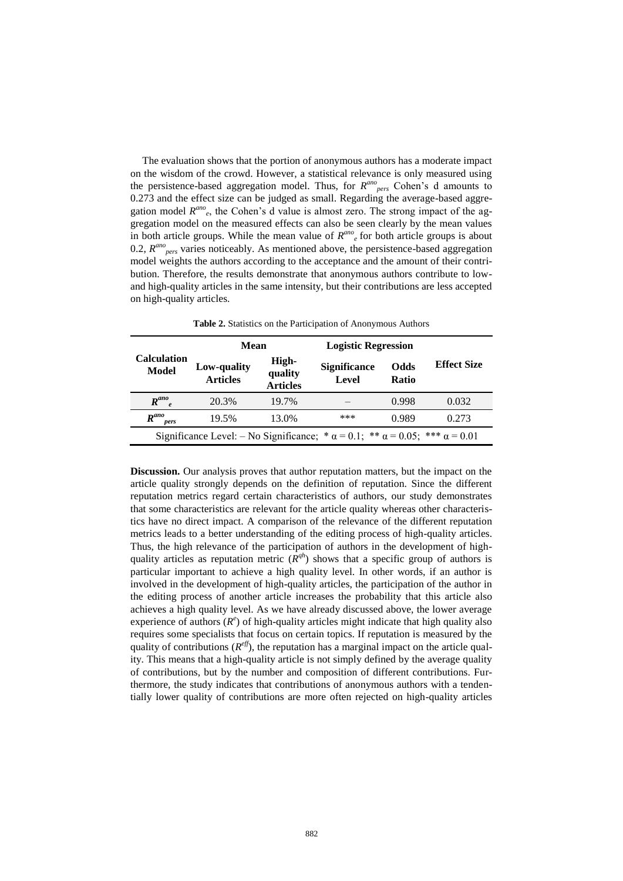The evaluation shows that the portion of anonymous authors has a moderate impact on the wisdom of the crowd. However, a statistical relevance is only measured using the persistence-based aggregation model. Thus, for $R^{ano}_{pers}$ Cohen's d amounts to 0.273 and the effect size can be judged as small. Regarding the average-based aggregation model $R^{ano}_{e}$, the Cohen's d value is almost zero. The strong impact of the aggregation model on the measured effects can also be seen clearly by the mean values in both article groups. While the mean value of $R^{ano}_{e}$ for both article groups is about 0.2, $R^{ano}_{pers}$ varies noticeably. As mentioned above, the persistence-based aggregation model weights the authors according to the acceptance and the amount of their contribution. Therefore, the results demonstrate that anonymous authors contribute to low- and high-quality articles in the same intensity, but their contributions are less accepted on high-quality articles.

**Table 2.** Statistics on the Participation of Anonymous Authors

| Calculation Model | Mean | | Logistic Regression | | Effect Size |
|---|---|---|---|---|---|
| | Low-quality Articles | High-quality Articles | Significance Level | Odds Ratio | |
| $R^{ano}_{e}$ | 20.3% | 19.7% | – | 0.998 | 0.032 |
| $R^{ano}_{pers}$ | 19.5% | 13.0% | *** | 0.989 | 0.273 |

Significance Level: – No Significance; * $\alpha = 0.1$; ** $\alpha = 0.05$; *** $\alpha = 0.01$

**Discussion.** Our analysis proves that author reputation matters, but the impact on the article quality strongly depends on the definition of reputation. Since the different reputation metrics regard certain characteristics of authors, our study demonstrates that some characteristics are relevant for the article quality whereas other characteristics have no direct impact. A comparison of the relevance of the different reputation metrics leads to a better understanding of the editing process of high-quality articles. Thus, the high relevance of the participation of authors in the development of high-quality articles as reputation metric ($R^{qh}$) shows that a specific group of authors is particular important to achieve a high quality level. In other words, if an author is involved in the development of high-quality articles, the participation of the author in the editing process of another article increases the probability that this article also achieves a high quality level. As we have already discussed above, the lower average experience of authors ($R^{e}$) of high-quality articles might indicate that high quality also requires some specialists that focus on certain topics. If reputation is measured by the quality of contributions ($R^{eff}$), the reputation has a marginal impact on the article quality. This means that a high-quality article is not simply defined by the average quality of contributions, but by the number and composition of different contributions. Furthermore, the study indicates that contributions of anonymous authors with a tendentially lower quality of contributions are more often rejected on high-quality articles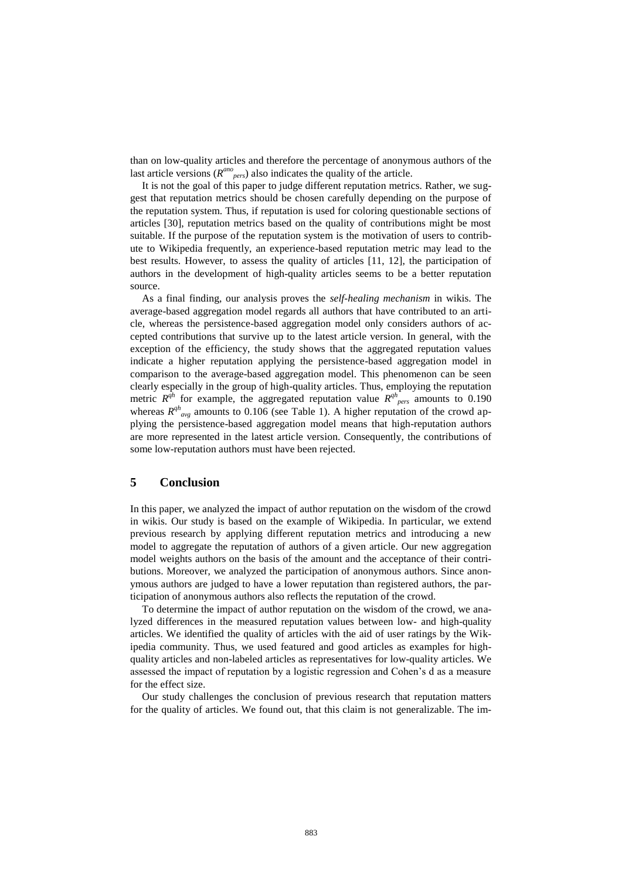than on low-quality articles and therefore the percentage of anonymous authors of the last article versions ($R^{ano}_{pers}$) also indicates the quality of the article.

It is not the goal of this paper to judge different reputation metrics. Rather, we suggest that reputation metrics should be chosen carefully depending on the purpose of the reputation system. Thus, if reputation is used for coloring questionable sections of articles [30], reputation metrics based on the quality of contributions might be most suitable. If the purpose of the reputation system is the motivation of users to contribute to Wikipedia frequently, an experience-based reputation metric may lead to the best results. However, to assess the quality of articles [11, 12], the participation of authors in the development of high-quality articles seems to be a better reputation source.

As a final finding, our analysis proves the *self-healing mechanism* in wikis. The average-based aggregation model regards all authors that have contributed to an article, whereas the persistence-based aggregation model only considers authors of accepted contributions that survive up to the latest article version. In general, with the exception of the efficiency, the study shows that the aggregated reputation values indicate a higher reputation applying the persistence-based aggregation model in comparison to the average-based aggregation model. This phenomenon can be seen clearly especially in the group of high-quality articles. Thus, employing the reputation metric $R^{qh}$ for example, the aggregated reputation value $R^{qh}_{pers}$ amounts to 0.190 whereas $R^{qh}_{avg}$ amounts to 0.106 (see Table 1). A higher reputation of the crowd applying the persistence-based aggregation model means that high-reputation authors are more represented in the latest article version. Consequently, the contributions of some low-reputation authors must have been rejected.

## 5 Conclusion

In this paper, we analyzed the impact of author reputation on the wisdom of the crowd in wikis. Our study is based on the example of Wikipedia. In particular, we extend previous research by applying different reputation metrics and introducing a new model to aggregate the reputation of authors of a given article. Our new aggregation model weights authors on the basis of the amount and the acceptance of their contributions. Moreover, we analyzed the participation of anonymous authors. Since anonymous authors are judged to have a lower reputation than registered authors, the participation of anonymous authors also reflects the reputation of the crowd.

To determine the impact of author reputation on the wisdom of the crowd, we analyzed differences in the measured reputation values between low- and high-quality articles. We identified the quality of articles with the aid of user ratings by the Wikipedia community. Thus, we used featured and good articles as examples for high-quality articles and non-labeled articles as representatives for low-quality articles. We assessed the impact of reputation by a logistic regression and Cohen's d as a measure for the effect size.

Our study challenges the conclusion of previous research that reputation matters for the quality of articles. We found out, that this claim is not generalizable. The im-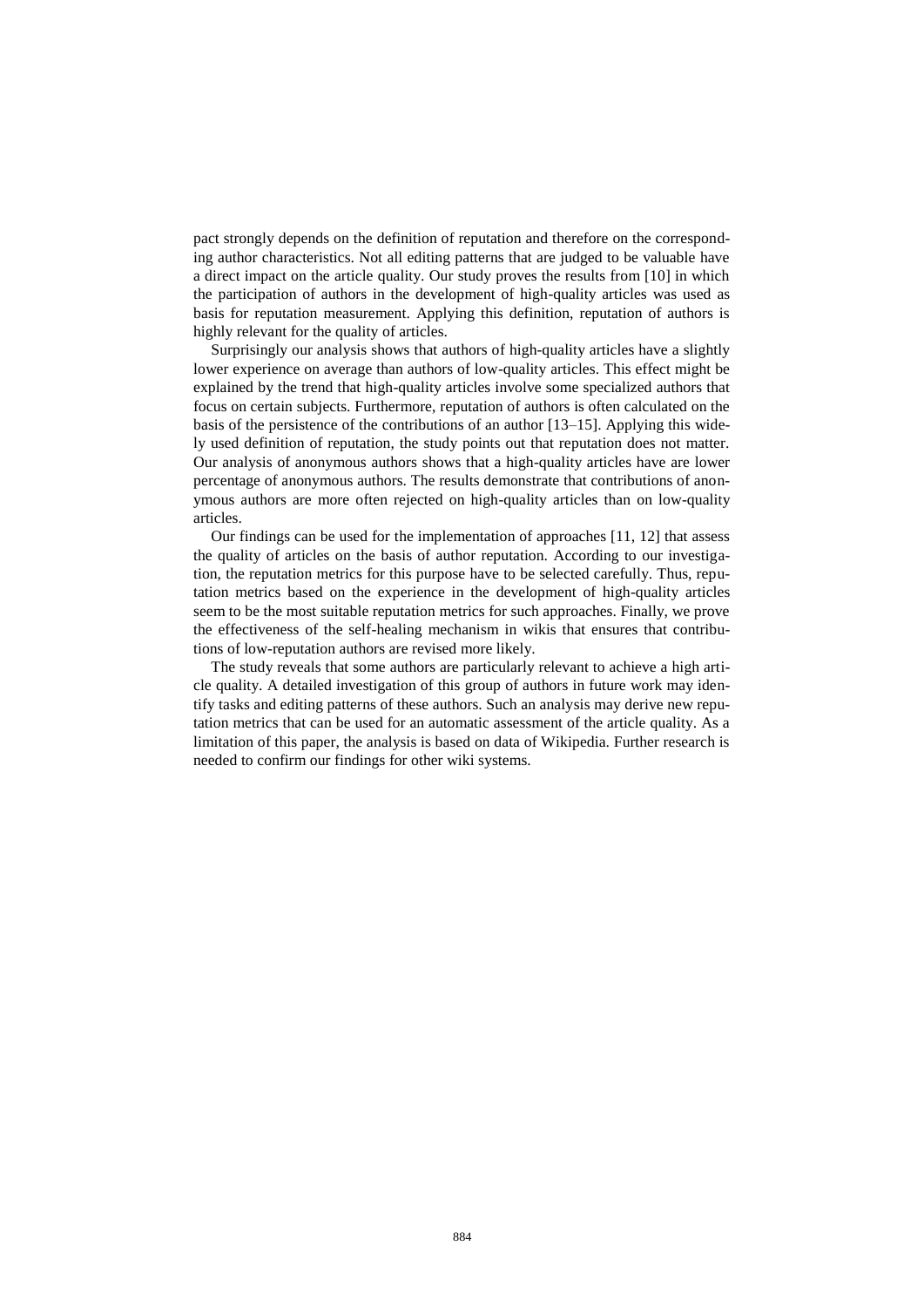pact strongly depends on the definition of reputation and therefore on the corresponding author characteristics. Not all editing patterns that are judged to be valuable have a direct impact on the article quality. Our study proves the results from [10] in which the participation of authors in the development of high-quality articles was used as basis for reputation measurement. Applying this definition, reputation of authors is highly relevant for the quality of articles.

Surprisingly our analysis shows that authors of high-quality articles have a slightly lower experience on average than authors of low-quality articles. This effect might be explained by the trend that high-quality articles involve some specialized authors that focus on certain subjects. Furthermore, reputation of authors is often calculated on the basis of the persistence of the contributions of an author [13–15]. Applying this widely used definition of reputation, the study points out that reputation does not matter. Our analysis of anonymous authors shows that a high-quality articles have are lower percentage of anonymous authors. The results demonstrate that contributions of anonymous authors are more often rejected on high-quality articles than on low-quality articles.

Our findings can be used for the implementation of approaches [11, 12] that assess the quality of articles on the basis of author reputation. According to our investigation, the reputation metrics for this purpose have to be selected carefully. Thus, reputation metrics based on the experience in the development of high-quality articles seem to be the most suitable reputation metrics for such approaches. Finally, we prove the effectiveness of the self-healing mechanism in wikis that ensures that contributions of low-reputation authors are revised more likely.

The study reveals that some authors are particularly relevant to achieve a high article quality. A detailed investigation of this group of authors in future work may identify tasks and editing patterns of these authors. Such an analysis may derive new reputation metrics that can be used for an automatic assessment of the article quality. As a limitation of this paper, the analysis is based on data of Wikipedia. Further research is needed to confirm our findings for other wiki systems.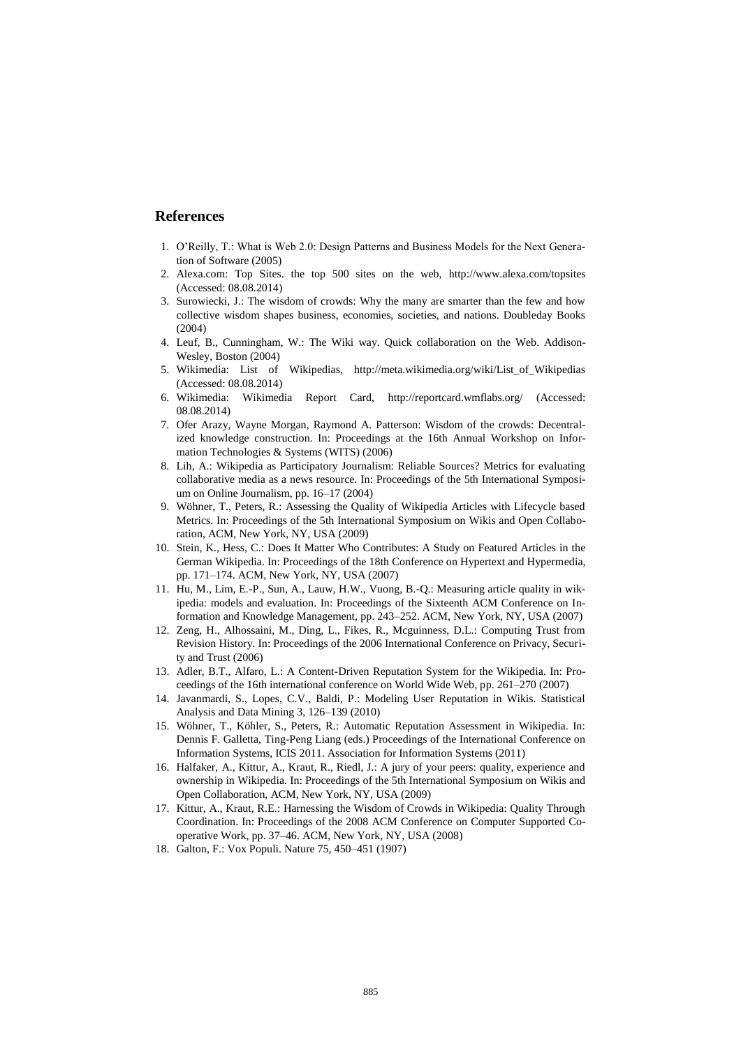## References

1. O'Reilly, T.: What is Web 2.0: Design Patterns and Business Models for the Next Generation of Software (2005)
2. Alexa.com: Top Sites. the top 500 sites on the web, http://www.alexa.com/topsites (Accessed: 08.08.2014)
3. Surowiecki, J.: The wisdom of crowds: Why the many are smarter than the few and how collective wisdom shapes business, economies, societies, and nations. Doubleday Books (2004)
4. Leuf, B., Cunningham, W.: The Wiki way. Quick collaboration on the Web. Addison-Wesley, Boston (2004)
5. Wikimedia: List of Wikipedias, http://meta.wikimedia.org/wiki/List_of_Wikipedias (Accessed: 08.08.2014)
6. Wikimedia: Wikimedia Report Card, http://reportcard.wmflabs.org/ (Accessed: 08.08.2014)
7. Ofer Arazy, Wayne Morgan, Raymond A. Patterson: Wisdom of the crowds: Decentralized knowledge construction. In: Proceedings at the 16th Annual Workshop on Information Technologies & Systems (WITS) (2006)
8. Lih, A.: Wikipedia as Participatory Journalism: Reliable Sources? Metrics for evaluating collaborative media as a news resource. In: Proceedings of the 5th International Symposium on Online Journalism, pp. 16–17 (2004)
9. Wöhner, T., Peters, R.: Assessing the Quality of Wikipedia Articles with Lifecycle based Metrics. In: Proceedings of the 5th International Symposium on Wikis and Open Collaboration, ACM, New York, NY, USA (2009)
10. Stein, K., Hess, C.: Does It Matter Who Contributes: A Study on Featured Articles in the German Wikipedia. In: Proceedings of the 18th Conference on Hypertext and Hypermedia, pp. 171–174. ACM, New York, NY, USA (2007)
11. Hu, M., Lim, E.-P., Sun, A., Lauw, H.W., Vuong, B.-Q.: Measuring article quality in wikipedia: models and evaluation. In: Proceedings of the Sixteenth ACM Conference on Information and Knowledge Management, pp. 243–252. ACM, New York, NY, USA (2007)
12. Zeng, H., Alhossaini, M., Ding, L., Fikes, R., Mcguinness, D.L.: Computing Trust from Revision History. In: Proceedings of the 2006 International Conference on Privacy, Security and Trust (2006)
13. Adler, B.T., Alfaro, L.: A Content-Driven Reputation System for the Wikipedia. In: Proceedings of the 16th international conference on World Wide Web, pp. 261–270 (2007)
14. Javanmardi, S., Lopes, C.V., Baldi, P.: Modeling User Reputation in Wikis. Statistical Analysis and Data Mining 3, 126–139 (2010)
15. Wöhner, T., Köhler, S., Peters, R.: Automatic Reputation Assessment in Wikipedia. In: Dennis F. Galletta, Ting-Peng Liang (eds.) Proceedings of the International Conference on Information Systems, ICIS 2011. Association for Information Systems (2011)
16. Halfaker, A., Kittur, A., Kraut, R., Riedl, J.: A jury of your peers: quality, experience and ownership in Wikipedia. In: Proceedings of the 5th International Symposium on Wikis and Open Collaboration, ACM, New York, NY, USA (2009)
17. Kittur, A., Kraut, R.E.: Harnessing the Wisdom of Crowds in Wikipedia: Quality Through Coordination. In: Proceedings of the 2008 ACM Conference on Computer Supported Cooperative Work, pp. 37–46. ACM, New York, NY, USA (2008)
18. Galton, F.: Vox Populi. Nature 75, 450–451 (1907)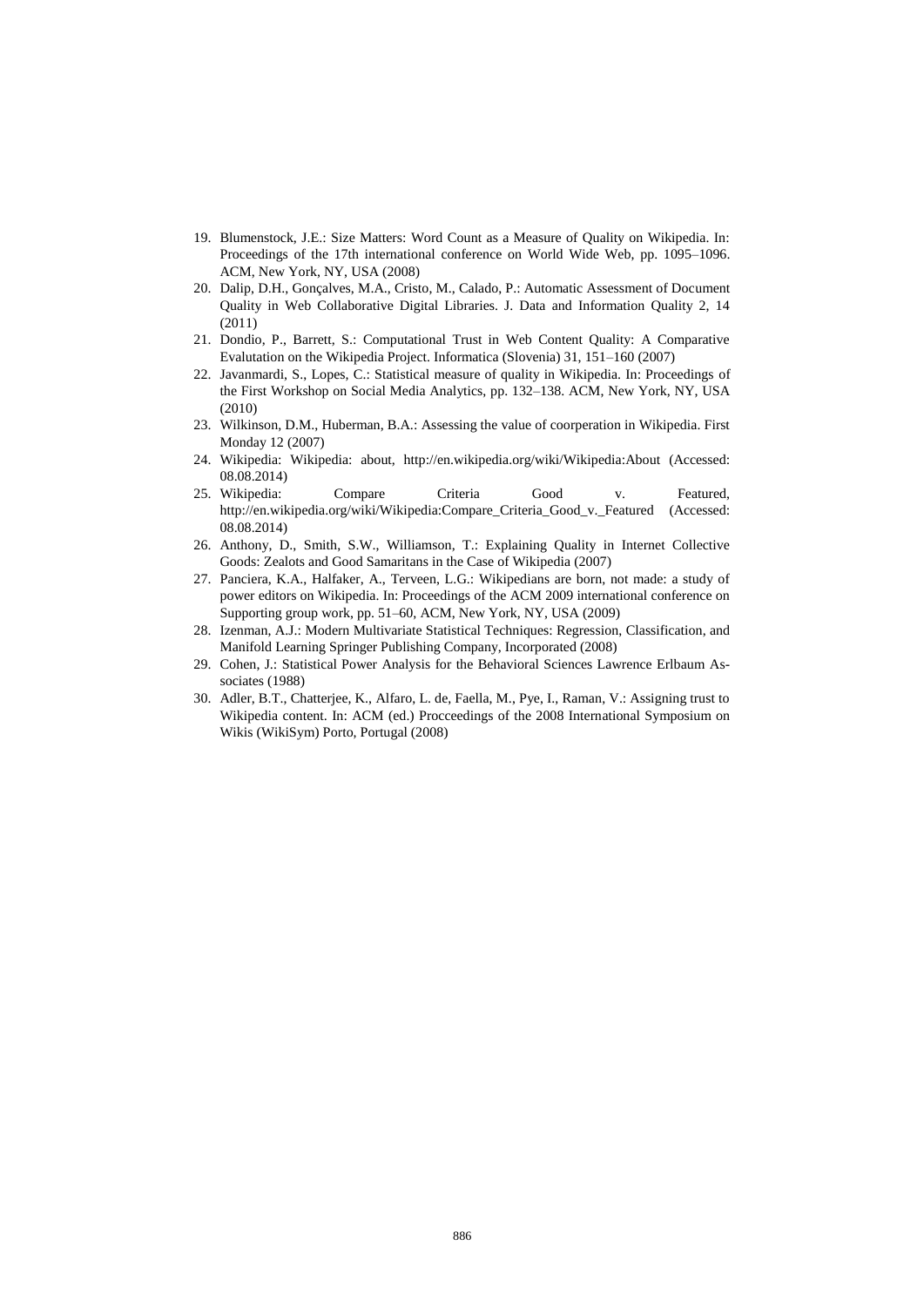19. Blumenstock, J.E.: Size Matters: Word Count as a Measure of Quality on Wikipedia. In: Proceedings of the 17th international conference on World Wide Web, pp. 1095–1096. ACM, New York, NY, USA (2008)
20. Dalip, D.H., Gonçalves, M.A., Cristo, M., Calado, P.: Automatic Assessment of Document Quality in Web Collaborative Digital Libraries. J. Data and Information Quality 2, 14 (2011)
21. Dondio, P., Barrett, S.: Computational Trust in Web Content Quality: A Comparative Evalutation on the Wikipedia Project. Informatica (Slovenia) 31, 151–160 (2007)
22. Javanmardi, S., Lopes, C.: Statistical measure of quality in Wikipedia. In: Proceedings of the First Workshop on Social Media Analytics, pp. 132–138. ACM, New York, NY, USA (2010)
23. Wilkinson, D.M., Huberman, B.A.: Assessing the value of coorperation in Wikipedia. First Monday 12 (2007)
24. Wikipedia: Wikipedia: about, http://en.wikipedia.org/wiki/Wikipedia:About (Accessed: 08.08.2014)
25. Wikipedia: Compare Criteria Good v. Featured, http://en.wikipedia.org/wiki/Wikipedia:Compare_Criteria_Good_v._Featured (Accessed: 08.08.2014)
26. Anthony, D., Smith, S.W., Williamson, T.: Explaining Quality in Internet Collective Goods: Zealots and Good Samaritans in the Case of Wikipedia (2007)
27. Panciera, K.A., Halfaker, A., Terveen, L.G.: Wikipedians are born, not made: a study of power editors on Wikipedia. In: Proceedings of the ACM 2009 international conference on Supporting group work, pp. 51–60, ACM, New York, NY, USA (2009)
28. Izenman, A.J.: Modern Multivariate Statistical Techniques: Regression, Classification, and Manifold Learning Springer Publishing Company, Incorporated (2008)
29. Cohen, J.: Statistical Power Analysis for the Behavioral Sciences Lawrence Erlbaum Associates (1988)
30. Adler, B.T., Chatterjee, K., Alfaro, L. de, Faella, M., Pye, I., Raman, V.: Assigning trust to Wikipedia content. In: ACM (ed.) Procceedings of the 2008 International Symposium on Wikis (WikiSym) Porto, Portugal (2008)